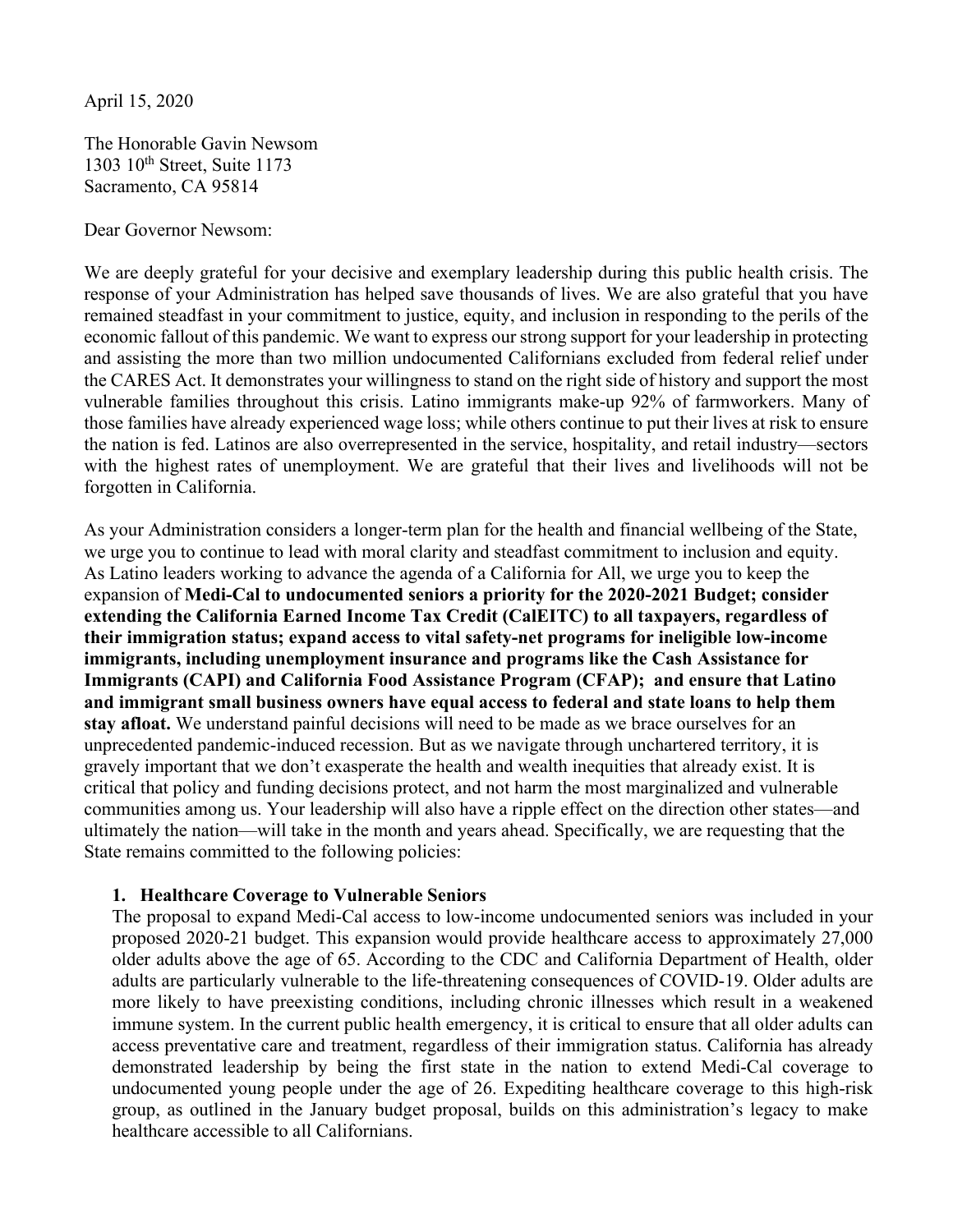April 15, 2020

The Honorable Gavin Newsom
1303 10th Street, Suite 1173
Sacramento, CA 95814

Dear Governor Newsom:

We are deeply grateful for your decisive and exemplary leadership during this public health crisis. The response of your Administration has helped save thousands of lives. We are also grateful that you have remained steadfast in your commitment to justice, equity, and inclusion in responding to the perils of the economic fallout of this pandemic. We want to express our strong support for your leadership in protecting and assisting the more than two million undocumented Californians excluded from federal relief under the CARES Act. It demonstrates your willingness to stand on the right side of history and support the most vulnerable families throughout this crisis. Latino immigrants make-up 92% of farmworkers. Many of those families have already experienced wage loss; while others continue to put their lives at risk to ensure the nation is fed. Latinos are also overrepresented in the service, hospitality, and retail industry—sectors with the highest rates of unemployment. We are grateful that their lives and livelihoods will not be forgotten in California.

As your Administration considers a longer-term plan for the health and financial wellbeing of the State, we urge you to continue to lead with moral clarity and steadfast commitment to inclusion and equity. As Latino leaders working to advance the agenda of a California for All, we urge you to keep the expansion of **Medi-Cal to undocumented seniors a priority for the 2020-2021 Budget; consider extending the California Earned Income Tax Credit (CalEITC) to all taxpayers, regardless of their immigration status; expand access to vital safety-net programs for ineligible low-income immigrants, including unemployment insurance and programs like the Cash Assistance for Immigrants (CAPI) and California Food Assistance Program (CFAP); and ensure that Latino and immigrant small business owners have equal access to federal and state loans to help them stay afloat.** We understand painful decisions will need to be made as we brace ourselves for an unprecedented pandemic-induced recession. But as we navigate through unchartered territory, it is gravely important that we don't exasperate the health and wealth inequities that already exist. It is critical that policy and funding decisions protect, and not harm the most marginalized and vulnerable communities among us. Your leadership will also have a ripple effect on the direction other states—and ultimately the nation—will take in the month and years ahead. Specifically, we are requesting that the State remains committed to the following policies:

1. **Healthcare Coverage to Vulnerable Seniors**
   The proposal to expand Medi-Cal access to low-income undocumented seniors was included in your proposed 2020-21 budget. This expansion would provide healthcare access to approximately 27,000 older adults above the age of 65. According to the CDC and California Department of Health, older adults are particularly vulnerable to the life-threatening consequences of COVID-19. Older adults are more likely to have preexisting conditions, including chronic illnesses which result in a weakened immune system. In the current public health emergency, it is critical to ensure that all older adults can access preventative care and treatment, regardless of their immigration status. California has already demonstrated leadership by being the first state in the nation to extend Medi-Cal coverage to undocumented young people under the age of 26. Expediting healthcare coverage to this high-risk group, as outlined in the January budget proposal, builds on this administration's legacy to make healthcare accessible to all Californians.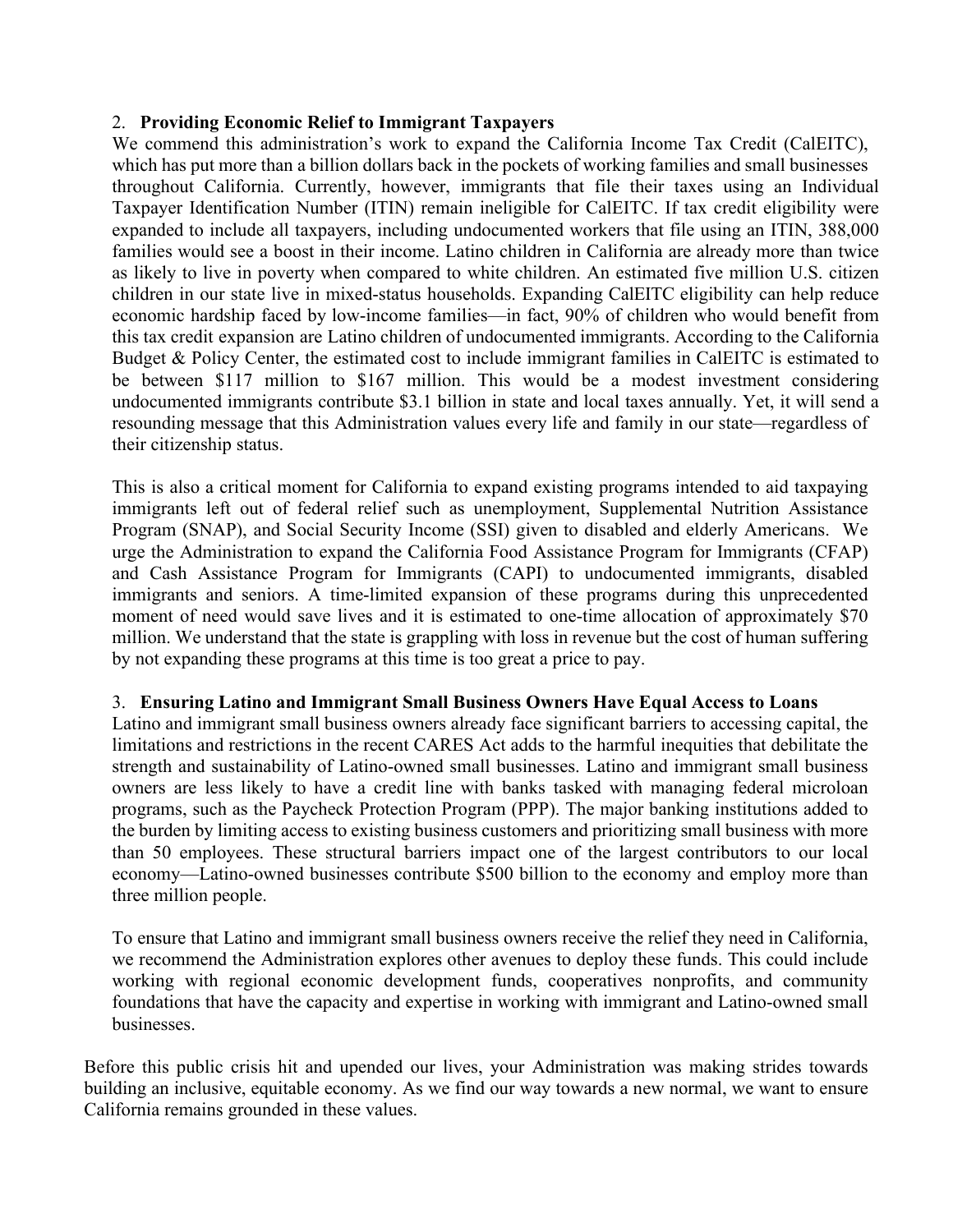2. **Providing Economic Relief to Immigrant Taxpayers**

We commend this administration's work to expand the California Income Tax Credit (CalEITC), which has put more than a billion dollars back in the pockets of working families and small businesses throughout California. Currently, however, immigrants that file their taxes using an Individual Taxpayer Identification Number (ITIN) remain ineligible for CalEITC. If tax credit eligibility were expanded to include all taxpayers, including undocumented workers that file using an ITIN, 388,000 families would see a boost in their income. Latino children in California are already more than twice as likely to live in poverty when compared to white children. An estimated five million U.S. citizen children in our state live in mixed-status households. Expanding CalEITC eligibility can help reduce economic hardship faced by low-income families—in fact, 90% of children who would benefit from this tax credit expansion are Latino children of undocumented immigrants. According to the California Budget & Policy Center, the estimated cost to include immigrant families in CalEITC is estimated to be between $117 million to $167 million. This would be a modest investment considering undocumented immigrants contribute $3.1 billion in state and local taxes annually. Yet, it will send a resounding message that this Administration values every life and family in our state—regardless of their citizenship status.

This is also a critical moment for California to expand existing programs intended to aid taxpaying immigrants left out of federal relief such as unemployment, Supplemental Nutrition Assistance Program (SNAP), and Social Security Income (SSI) given to disabled and elderly Americans. We urge the Administration to expand the California Food Assistance Program for Immigrants (CFAP) and Cash Assistance Program for Immigrants (CAPI) to undocumented immigrants, disabled immigrants and seniors. A time-limited expansion of these programs during this unprecedented moment of need would save lives and it is estimated to one-time allocation of approximately $70 million. We understand that the state is grappling with loss in revenue but the cost of human suffering by not expanding these programs at this time is too great a price to pay.

3. **Ensuring Latino and Immigrant Small Business Owners Have Equal Access to Loans**

Latino and immigrant small business owners already face significant barriers to accessing capital, the limitations and restrictions in the recent CARES Act adds to the harmful inequities that debilitate the strength and sustainability of Latino-owned small businesses. Latino and immigrant small business owners are less likely to have a credit line with banks tasked with managing federal microloan programs, such as the Paycheck Protection Program (PPP). The major banking institutions added to the burden by limiting access to existing business customers and prioritizing small business with more than 50 employees. These structural barriers impact one of the largest contributors to our local economy—Latino-owned businesses contribute $500 billion to the economy and employ more than three million people.

To ensure that Latino and immigrant small business owners receive the relief they need in California, we recommend the Administration explores other avenues to deploy these funds. This could include working with regional economic development funds, cooperatives nonprofits, and community foundations that have the capacity and expertise in working with immigrant and Latino-owned small businesses.

Before this public crisis hit and upended our lives, your Administration was making strides towards building an inclusive, equitable economy. As we find our way towards a new normal, we want to ensure California remains grounded in these values.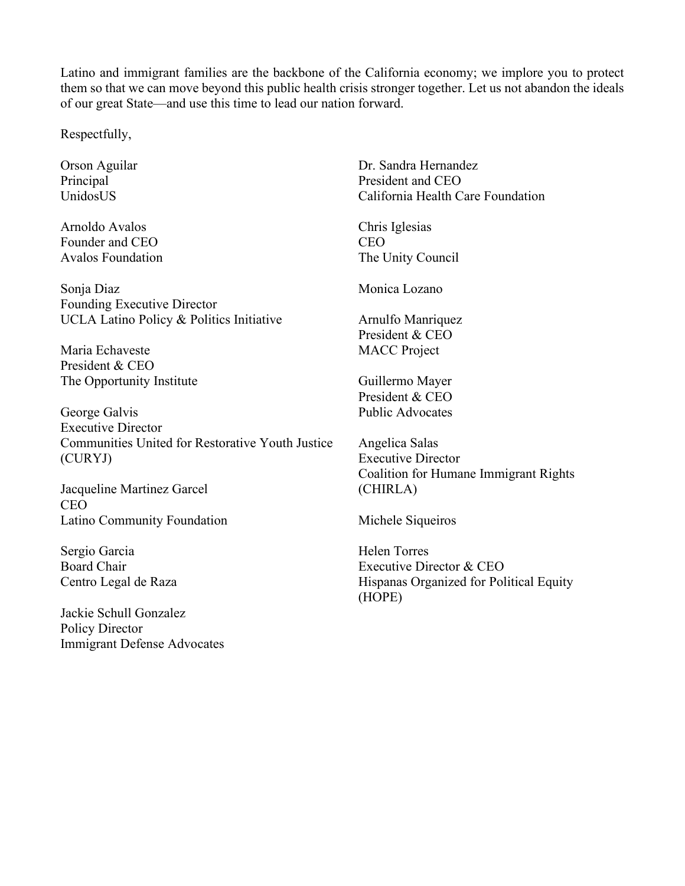Latino and immigrant families are the backbone of the California economy; we implore you to protect them so that we can move beyond this public health crisis stronger together. Let us not abandon the ideals of our great State—and use this time to lead our nation forward.

Respectfully,

Orson Aguilar
Principal
UnidosUS

Arnoldo Avalos
Founder and CEO
Avalos Foundation

Sonja Diaz
Founding Executive Director
UCLA Latino Policy & Politics Initiative

Maria Echaveste
President & CEO
The Opportunity Institute

George Galvis
Executive Director
Communities United for Restorative Youth Justice (CURYJ)

Jacqueline Martinez Garcel
CEO
Latino Community Foundation

Sergio Garcia
Board Chair
Centro Legal de Raza

Jackie Schull Gonzalez
Policy Director
Immigrant Defense Advocates

Dr. Sandra Hernandez
President and CEO
California Health Care Foundation

Chris Iglesias
CEO
The Unity Council

Monica Lozano

Arnulfo Manriquez
President & CEO
MACC Project

Guillermo Mayer
President & CEO
Public Advocates

Angelica Salas
Executive Director
Coalition for Humane Immigrant Rights (CHIRLA)

Michele Siqueiros

Helen Torres
Executive Director & CEO
Hispanas Organized for Political Equity (HOPE)